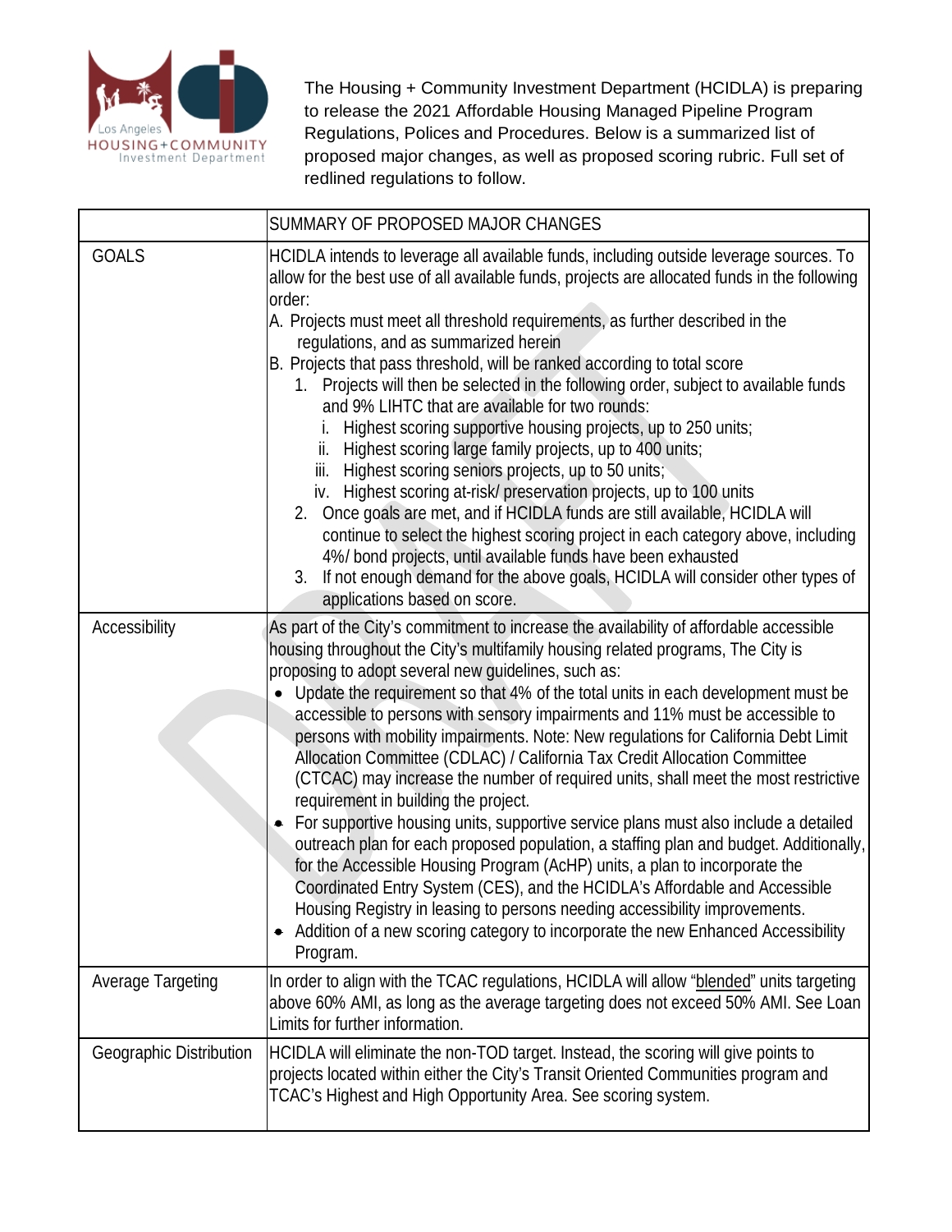The Housing + Community Investment Department (HCIDLA) is preparing to release the 2021 Affordable Housing Managed Pipeline Program Regulations, Polices and Procedures. Below is a summarized list of proposed major changes, as well as proposed scoring rubric. Full set of redlined regulations to follow.

| | SUMMARY OF PROPOSED MAJOR CHANGES |
|---|---|
| GOALS | HCIDLA intends to leverage all available funds, including outside leverage sources. To allow for the best use of all available funds, projects are allocated funds in the following order:<br>A. Projects must meet all threshold requirements, as further described in the regulations, and as summarized herein<br>B. Projects that pass threshold, will be ranked according to total score<br>1. Projects will then be selected in the following order, subject to available funds and 9% LIHTC that are available for two rounds:<br>i. Highest scoring supportive housing projects, up to 250 units;<br>ii. Highest scoring large family projects, up to 400 units;<br>iii. Highest scoring seniors projects, up to 50 units;<br>iv. Highest scoring at-risk/ preservation projects, up to 100 units<br>2. Once goals are met, and if HCIDLA funds are still available, HCIDLA will continue to select the highest scoring project in each category above, including 4%/ bond projects, until available funds have been exhausted<br>3. If not enough demand for the above goals, HCIDLA will consider other types of applications based on score. |
| Accessibility | As part of the City's commitment to increase the availability of affordable accessible housing throughout the City's multifamily housing related programs, The City is proposing to adopt several new guidelines, such as:<br>• Update the requirement so that 4% of the total units in each development must be accessible to persons with sensory impairments and 11% must be accessible to persons with mobility impairments. Note: New regulations for California Debt Limit Allocation Committee (CDLAC) / California Tax Credit Allocation Committee (CTCAC) may increase the number of required units, shall meet the most restrictive requirement in building the project.<br>• For supportive housing units, supportive service plans must also include a detailed outreach plan for each proposed population, a staffing plan and budget. Additionally, for the Accessible Housing Program (AcHP) units, a plan to incorporate the Coordinated Entry System (CES), and the HCIDLA's Affordable and Accessible Housing Registry in leasing to persons needing accessibility improvements.<br>• Addition of a new scoring category to incorporate the new Enhanced Accessibility Program. |
| Average Targeting | In order to align with the TCAC regulations, HCIDLA will allow "blended" units targeting above 60% AMI, as long as the average targeting does not exceed 50% AMI. See Loan Limits for further information. |
| Geographic Distribution | HCIDLA will eliminate the non-TOD target. Instead, the scoring will give points to projects located within either the City's Transit Oriented Communities program and TCAC's Highest and High Opportunity Area. See scoring system. |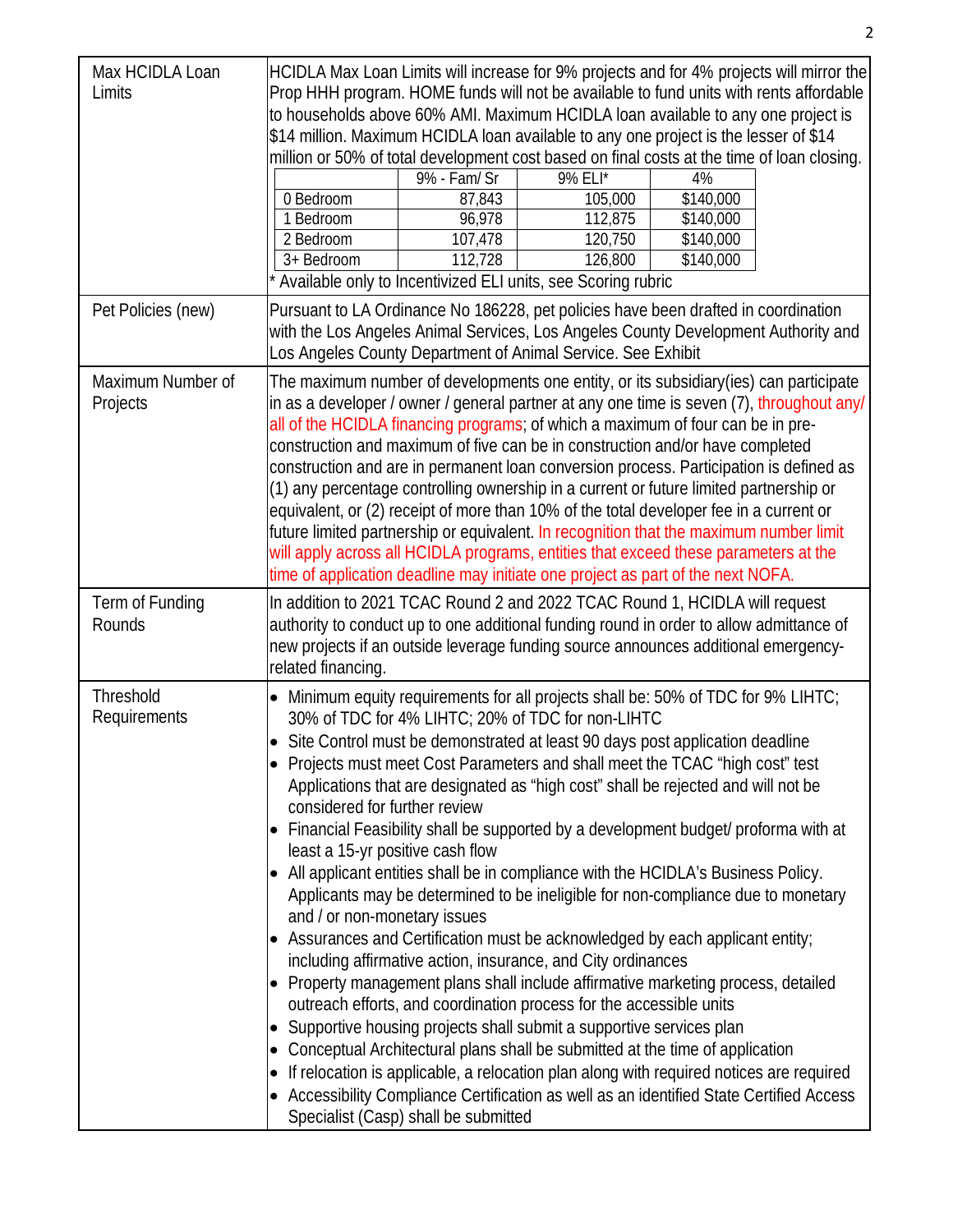| | |
|---|---|
| Max HCIDLA Loan Limits | HCIDLA Max Loan Limits will increase for 9% projects and for 4% projects will mirror the Prop HHH program. HOME funds will not be available to fund units with rents affordable to households above 60% AMI. Maximum HCIDLA loan available to any one project is \$14 million. Maximum HCIDLA loan available to any one project is the lesser of \$14 million or 50% of total development cost based on final costs at the time of loan closing.<br><br>\| \| 9% - Fam/ Sr \| 9% ELI* \| 4% \|<br>\| 0 Bedroom \| 87,843 \| 105,000 \| \$140,000 \|<br>\| 1 Bedroom \| 96,978 \| 112,875 \| \$140,000 \|<br>\| 2 Bedroom \| 107,478 \| 120,750 \| \$140,000 \|<br>\| 3+ Bedroom \| 112,728 \| 126,800 \| \$140,000 \|<br><br>* Available only to Incentivized ELI units, see Scoring rubric |
| Pet Policies (new) | Pursuant to LA Ordinance No 186228, pet policies have been drafted in coordination with the Los Angeles Animal Services, Los Angeles County Development Authority and Los Angeles County Department of Animal Service. See Exhibit |
| Maximum Number of Projects | The maximum number of developments one entity, or its subsidiary(ies) can participate in as a developer / owner / general partner at any one time is seven (7), throughout any/ all of the HCIDLA financing programs; of which a maximum of four can be in pre-construction and maximum of five can be in construction and/or have completed construction and are in permanent loan conversion process. Participation is defined as (1) any percentage controlling ownership in a current or future limited partnership or equivalent, or (2) receipt of more than 10% of the total developer fee in a current or future limited partnership or equivalent. In recognition that the maximum number limit will apply across all HCIDLA programs, entities that exceed these parameters at the time of application deadline may initiate one project as part of the next NOFA. |
| Term of Funding Rounds | In addition to 2021 TCAC Round 2 and 2022 TCAC Round 1, HCIDLA will request authority to conduct up to one additional funding round in order to allow admittance of new projects if an outside leverage funding source announces additional emergency-related financing. |
| Threshold Requirements | • Minimum equity requirements for all projects shall be: 50% of TDC for 9% LIHTC; 30% of TDC for 4% LIHTC; 20% of TDC for non-LIHTC<br>• Site Control must be demonstrated at least 90 days post application deadline<br>• Projects must meet Cost Parameters and shall meet the TCAC "high cost" test Applications that are designated as "high cost" shall be rejected and will not be considered for further review<br>• Financial Feasibility shall be supported by a development budget/ proforma with at least a 15-yr positive cash flow<br>• All applicant entities shall be in compliance with the HCIDLA's Business Policy. Applicants may be determined to be ineligible for non-compliance due to monetary and / or non-monetary issues<br>• Assurances and Certification must be acknowledged by each applicant entity; including affirmative action, insurance, and City ordinances<br>• Property management plans shall include affirmative marketing process, detailed outreach efforts, and coordination process for the accessible units<br>• Supportive housing projects shall submit a supportive services plan<br>• Conceptual Architectural plans shall be submitted at the time of application<br>• If relocation is applicable, a relocation plan along with required notices are required<br>• Accessibility Compliance Certification as well as an identified State Certified Access Specialist (Casp) shall be submitted |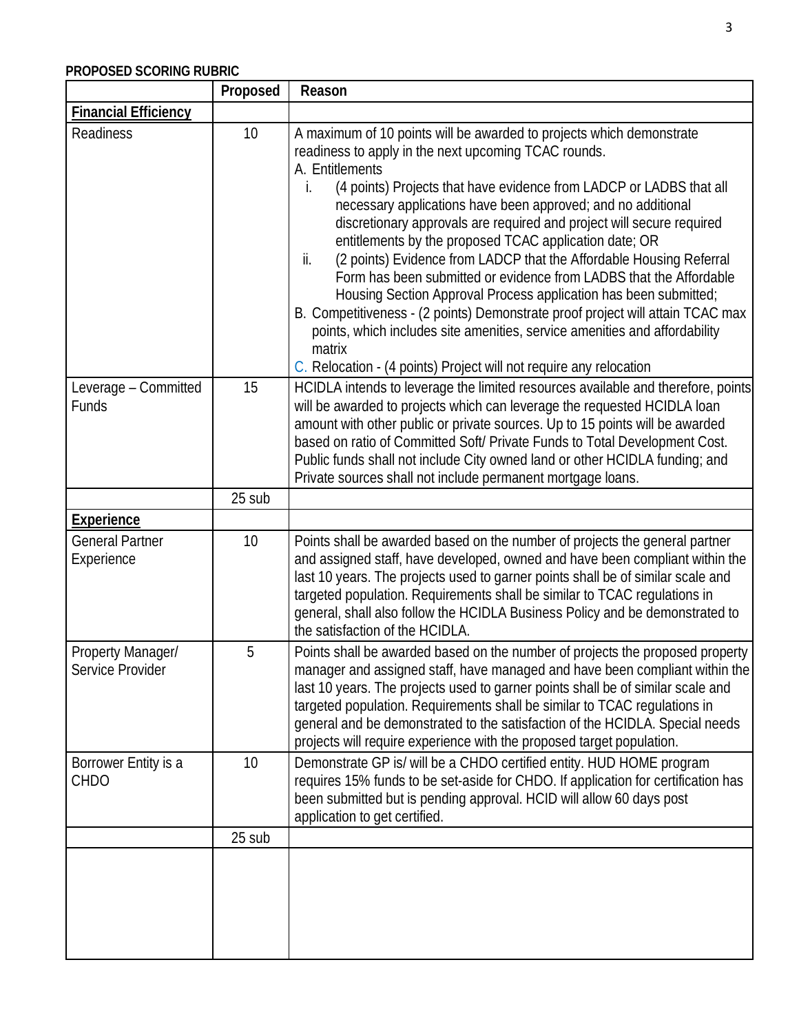**PROPOSED SCORING RUBRIC**

| | Proposed | Reason |
|---|---|---|
| **Financial Efficiency** | | |
| Readiness | 10 | A maximum of 10 points will be awarded to projects which demonstrate readiness to apply in the next upcoming TCAC rounds.<br>A. Entitlements<br>i. (4 points) Projects that have evidence from LADCP or LADBS that all necessary applications have been approved; and no additional discretionary approvals are required and project will secure required entitlements by the proposed TCAC application date; OR<br>ii. (2 points) Evidence from LADCP that the Affordable Housing Referral Form has been submitted or evidence from LADBS that the Affordable Housing Section Approval Process application has been submitted;<br>B. Competitiveness - (2 points) Demonstrate proof project will attain TCAC max points, which includes site amenities, service amenities and affordability matrix<br>C. Relocation - (4 points) Project will not require any relocation |
| Leverage – Committed Funds | 15 | HCIDLA intends to leverage the limited resources available and therefore, points will be awarded to projects which can leverage the requested HCIDLA loan amount with other public or private sources. Up to 15 points will be awarded based on ratio of Committed Soft/ Private Funds to Total Development Cost. Public funds shall not include City owned land or other HCIDLA funding; and Private sources shall not include permanent mortgage loans. |
| | 25 sub | |
| **Experience** | | |
| General Partner Experience | 10 | Points shall be awarded based on the number of projects the general partner and assigned staff, have developed, owned and have been compliant within the last 10 years. The projects used to garner points shall be of similar scale and targeted population. Requirements shall be similar to TCAC regulations in general, shall also follow the HCIDLA Business Policy and be demonstrated to the satisfaction of the HCIDLA. |
| Property Manager/ Service Provider | 5 | Points shall be awarded based on the number of projects the proposed property manager and assigned staff, have managed and have been compliant within the last 10 years. The projects used to garner points shall be of similar scale and targeted population. Requirements shall be similar to TCAC regulations in general and be demonstrated to the satisfaction of the HCIDLA. Special needs projects will require experience with the proposed target population. |
| Borrower Entity is a CHDO | 10 | Demonstrate GP is/ will be a CHDO certified entity. HUD HOME program requires 15% funds to be set-aside for CHDO. If application for certification has been submitted but is pending approval. HCID will allow 60 days post application to get certified. |
| | 25 sub | |
| | | |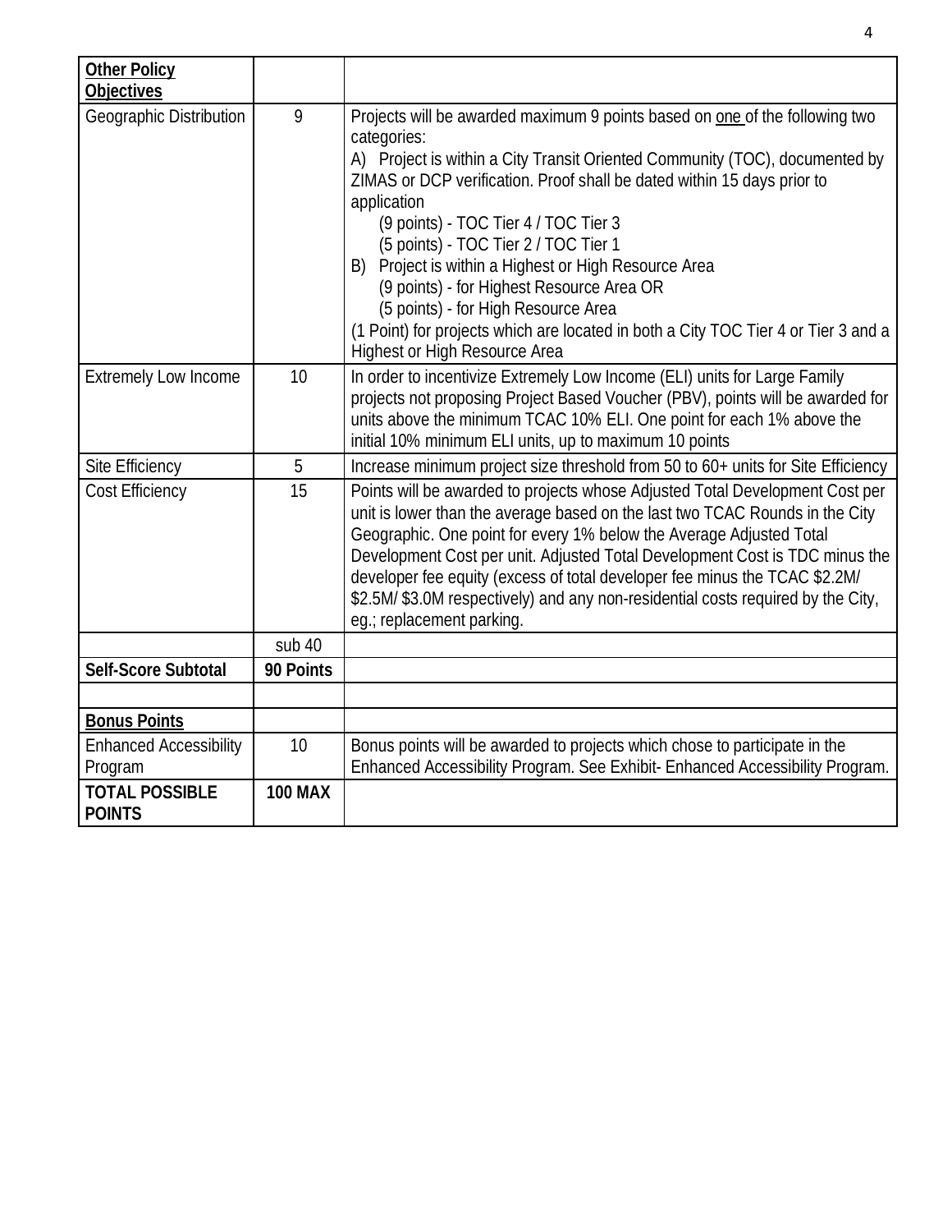| | | |
|---|---|---|
| **<u>Other Policy Objectives</u>** | | |
| Geographic Distribution | 9 | Projects will be awarded maximum 9 points based on <u>one</u> of the following two categories:<br>A) Project is within a City Transit Oriented Community (TOC), documented by ZIMAS or DCP verification. Proof shall be dated within 15 days prior to application<br>(9 points) - TOC Tier 4 / TOC Tier 3<br>(5 points) - TOC Tier 2 / TOC Tier 1<br>B) Project is within a Highest or High Resource Area<br>(9 points) - for Highest Resource Area OR<br>(5 points) - for High Resource Area<br>(1 Point) for projects which are located in both a City TOC Tier 4 or Tier 3 and a Highest or High Resource Area |
| Extremely Low Income | 10 | In order to incentivize Extremely Low Income (ELI) units for Large Family projects not proposing Project Based Voucher (PBV), points will be awarded for units above the minimum TCAC 10% ELI. One point for each 1% above the initial 10% minimum ELI units, up to maximum 10 points |
| Site Efficiency | 5 | Increase minimum project size threshold from 50 to 60+ units for Site Efficiency |
| Cost Efficiency | 15 | Points will be awarded to projects whose Adjusted Total Development Cost per unit is lower than the average based on the last two TCAC Rounds in the City Geographic. One point for every 1% below the Average Adjusted Total Development Cost per unit. Adjusted Total Development Cost is TDC minus the developer fee equity (excess of total developer fee minus the TCAC $2.2M/ $2.5M/ $3.0M respectively) and any non-residential costs required by the City, eg.; replacement parking. |
| | sub 40 | |
| **Self-Score Subtotal** | **90 Points** | |
| | | |
| **<u>Bonus Points</u>** | | |
| Enhanced Accessibility Program | 10 | Bonus points will be awarded to projects which chose to participate in the Enhanced Accessibility Program. See Exhibit- Enhanced Accessibility Program. |
| **TOTAL POSSIBLE POINTS** | **100 MAX** | |